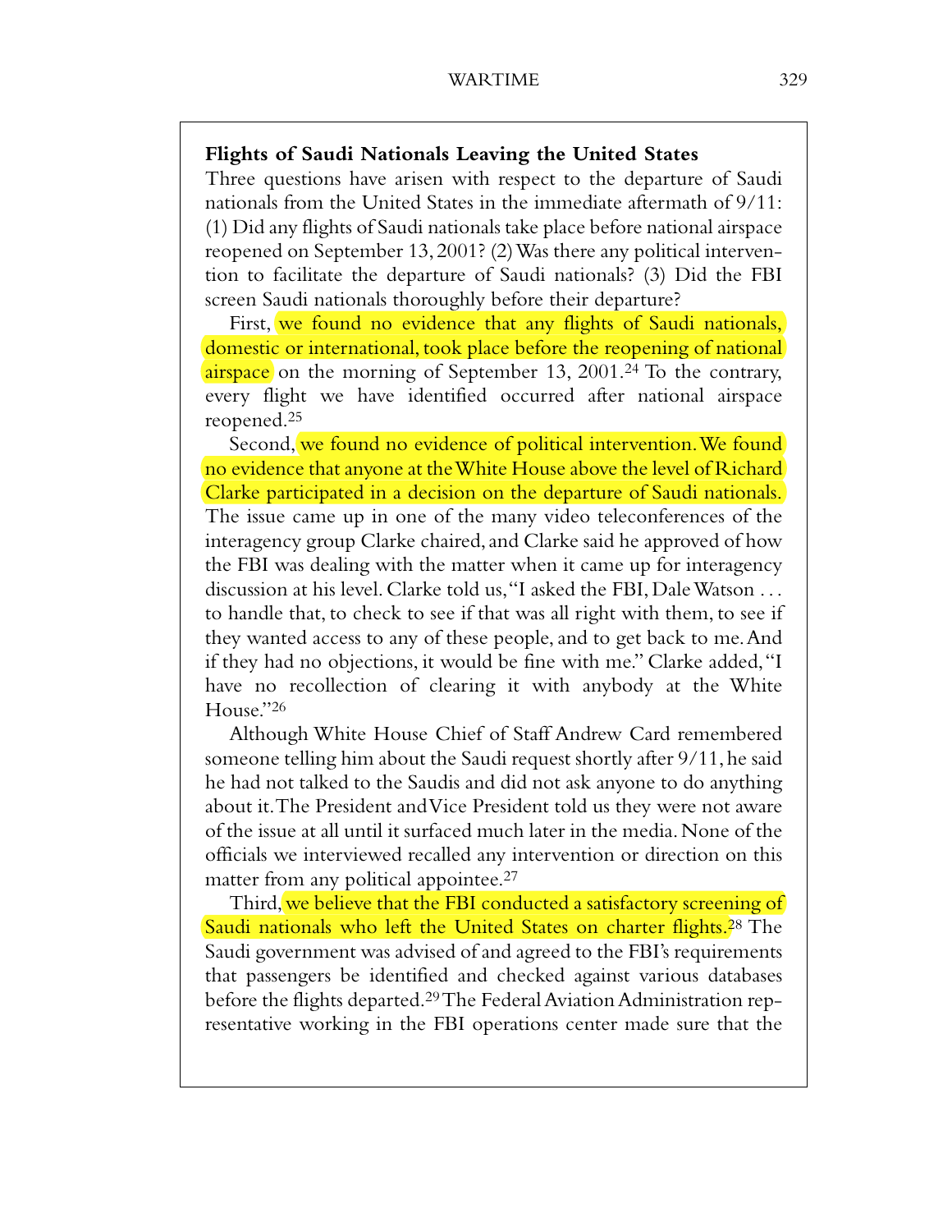### Flights of Saudi Nationals Leaving the United States

Three questions have arisen with respect to the departure of Saudi nationals from the United States in the immediate aftermath of 9/11: (1) Did any flights of Saudi nationals take place before national airspace reopened on September 13, 2001? (2) Was there any political intervention to facilitate the departure of Saudi nationals? (3) Did the FBI screen Saudi nationals thoroughly before their departure?

First, we found no evidence that any flights of Saudi nationals, domestic or international, took place before the reopening of national airspace on the morning of September 13, 2001.[24] To the contrary, every flight we have identified occurred after national airspace reopened.[25]

Second, we found no evidence of political intervention. We found no evidence that anyone at the White House above the level of Richard Clarke participated in a decision on the departure of Saudi nationals. The issue came up in one of the many video teleconferences of the interagency group Clarke chaired, and Clarke said he approved of how the FBI was dealing with the matter when it came up for interagency discussion at his level. Clarke told us, "I asked the FBI, Dale Watson . . . to handle that, to check to see if that was all right with them, to see if they wanted access to any of these people, and to get back to me. And if they had no objections, it would be fine with me." Clarke added, "I have no recollection of clearing it with anybody at the White House."[26]

Although White House Chief of Staff Andrew Card remembered someone telling him about the Saudi request shortly after 9/11, he said he had not talked to the Saudis and did not ask anyone to do anything about it. The President and Vice President told us they were not aware of the issue at all until it surfaced much later in the media. None of the officials we interviewed recalled any intervention or direction on this matter from any political appointee.[27]

Third, we believe that the FBI conducted a satisfactory screening of Saudi nationals who left the United States on charter flights.[28] The Saudi government was advised of and agreed to the FBI's requirements that passengers be identified and checked against various databases before the flights departed.[29] The Federal Aviation Administration representative working in the FBI operations center made sure that the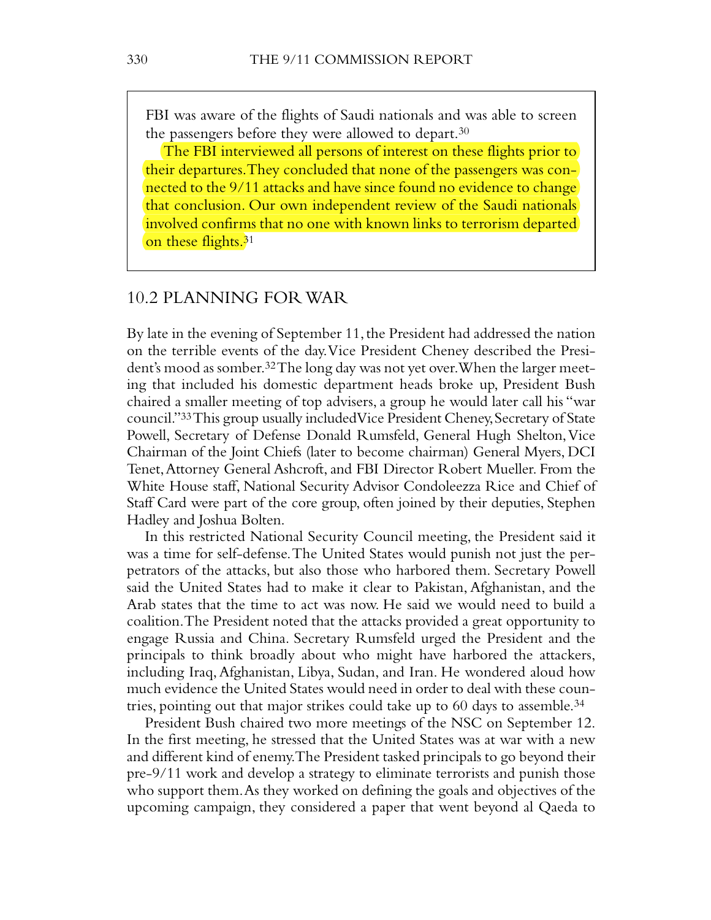FBI was aware of the flights of Saudi nationals and was able to screen the passengers before they were allowed to depart.[30]

The FBI interviewed all persons of interest on these flights prior to their departures. They concluded that none of the passengers was connected to the 9/11 attacks and have since found no evidence to change that conclusion. Our own independent review of the Saudi nationals involved confirms that no one with known links to terrorism departed on these flights.[31]

## 10.2 PLANNING FOR WAR

By late in the evening of September 11, the President had addressed the nation on the terrible events of the day. Vice President Cheney described the President's mood as somber.[32] The long day was not yet over. When the larger meeting that included his domestic department heads broke up, President Bush chaired a smaller meeting of top advisers, a group he would later call his "war council."[33] This group usually included Vice President Cheney, Secretary of State Powell, Secretary of Defense Donald Rumsfeld, General Hugh Shelton, Vice Chairman of the Joint Chiefs (later to become chairman) General Myers, DCI Tenet, Attorney General Ashcroft, and FBI Director Robert Mueller. From the White House staff, National Security Advisor Condoleezza Rice and Chief of Staff Card were part of the core group, often joined by their deputies, Stephen Hadley and Joshua Bolten.

In this restricted National Security Council meeting, the President said it was a time for self-defense. The United States would punish not just the perpetrators of the attacks, but also those who harbored them. Secretary Powell said the United States had to make it clear to Pakistan, Afghanistan, and the Arab states that the time to act was now. He said we would need to build a coalition. The President noted that the attacks provided a great opportunity to engage Russia and China. Secretary Rumsfeld urged the President and the principals to think broadly about who might have harbored the attackers, including Iraq, Afghanistan, Libya, Sudan, and Iran. He wondered aloud how much evidence the United States would need in order to deal with these countries, pointing out that major strikes could take up to 60 days to assemble.[34]

President Bush chaired two more meetings of the NSC on September 12. In the first meeting, he stressed that the United States was at war with a new and different kind of enemy. The President tasked principals to go beyond their pre-9/11 work and develop a strategy to eliminate terrorists and punish those who support them. As they worked on defining the goals and objectives of the upcoming campaign, they considered a paper that went beyond al Qaeda to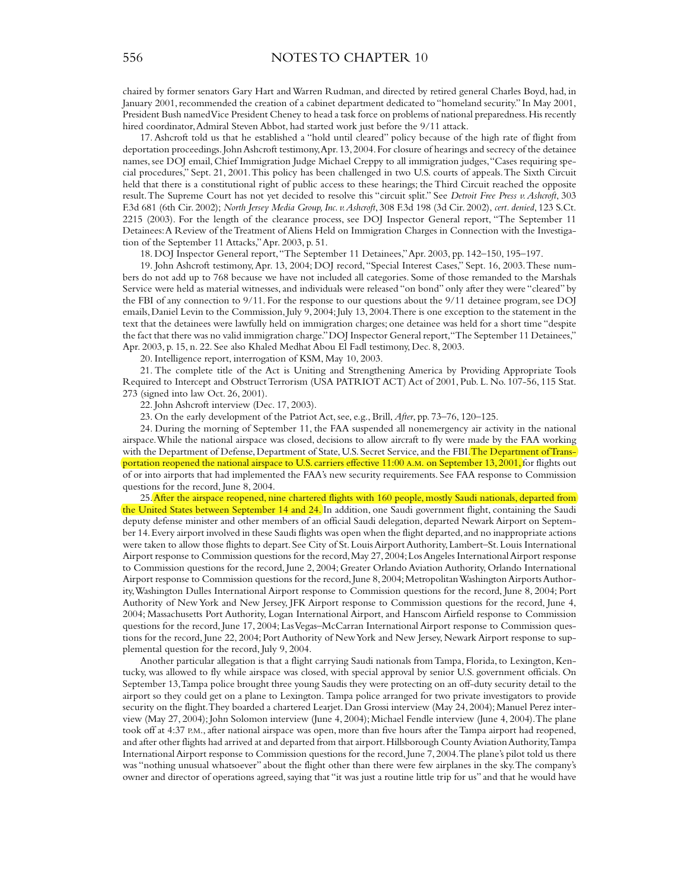chaired by former senators Gary Hart and Warren Rudman, and directed by retired general Charles Boyd, had, in January 2001, recommended the creation of a cabinet department dedicated to "homeland security." In May 2001, President Bush named Vice President Cheney to head a task force on problems of national preparedness. His recently hired coordinator, Admiral Steven Abbot, had started work just before the 9/11 attack.

17. Ashcroft told us that he established a "hold until cleared" policy because of the high rate of flight from deportation proceedings. John Ashcroft testimony, Apr. 13, 2004. For closure of hearings and secrecy of the detainee names, see DOJ email, Chief Immigration Judge Michael Creppy to all immigration judges, "Cases requiring special procedures," Sept. 21, 2001. This policy has been challenged in two U.S. courts of appeals. The Sixth Circuit held that there is a constitutional right of public access to these hearings; the Third Circuit reached the opposite result. The Supreme Court has not yet decided to resolve this "circuit split." See *Detroit Free Press v. Ashcroft*, 303 F.3d 681 (6th Cir. 2002); *North Jersey Media Group, Inc. v. Ashcroft*, 308 F.3d 198 (3d Cir. 2002), *cert. denied*, 123 S.Ct. 2215 (2003). For the length of the clearance process, see DOJ Inspector General report, "The September 11 Detainees: A Review of the Treatment of Aliens Held on Immigration Charges in Connection with the Investigation of the September 11 Attacks," Apr. 2003, p. 51.

18. DOJ Inspector General report, "The September 11 Detainees," Apr. 2003, pp. 142–150, 195–197.

19. John Ashcroft testimony, Apr. 13, 2004; DOJ record, "Special Interest Cases," Sept. 16, 2003. These numbers do not add up to 768 because we have not included all categories. Some of those remanded to the Marshals Service were held as material witnesses, and individuals were released "on bond" only after they were "cleared" by the FBI of any connection to 9/11. For the response to our questions about the 9/11 detainee program, see DOJ emails, Daniel Levin to the Commission, July 9, 2004; July 13, 2004. There is one exception to the statement in the text that the detainees were lawfully held on immigration charges; one detainee was held for a short time "despite the fact that there was no valid immigration charge." DOJ Inspector General report, "The September 11 Detainees," Apr. 2003, p. 15, n. 22. See also Khaled Medhat Abou El Fadl testimony, Dec. 8, 2003.

20. Intelligence report, interrogation of KSM, May 10, 2003.

21. The complete title of the Act is Uniting and Strengthening America by Providing Appropriate Tools Required to Intercept and Obstruct Terrorism (USA PATRIOT ACT) Act of 2001, Pub. L. No. 107-56, 115 Stat. 273 (signed into law Oct. 26, 2001).

22. John Ashcroft interview (Dec. 17, 2003).

23. On the early development of the Patriot Act, see, e.g., Brill, *After*, pp. 73–76, 120–125.

24. During the morning of September 11, the FAA suspended all nonemergency air activity in the national airspace. While the national airspace was closed, decisions to allow aircraft to fly were made by the FAA working with the Department of Defense, Department of State, U.S. Secret Service, and the FBI. The Department of Transportation reopened the national airspace to U.S. carriers effective 11:00 A.M. on September 13, 2001, for flights out of or into airports that had implemented the FAA's new security requirements. See FAA response to Commission questions for the record, June 8, 2004.

25. After the airspace reopened, nine chartered flights with 160 people, mostly Saudi nationals, departed from the United States between September 14 and 24. In addition, one Saudi government flight, containing the Saudi deputy defense minister and other members of an official Saudi delegation, departed Newark Airport on September 14. Every airport involved in these Saudi flights was open when the flight departed, and no inappropriate actions were taken to allow those flights to depart. See City of St. Louis Airport Authority, Lambert–St. Louis International Airport response to Commission questions for the record, May 27, 2004; Los Angeles International Airport response to Commission questions for the record, June 2, 2004; Greater Orlando Aviation Authority, Orlando International Airport response to Commission questions for the record, June 8, 2004; Metropolitan Washington Airports Authority, Washington Dulles International Airport response to Commission questions for the record, June 8, 2004; Port Authority of New York and New Jersey, JFK Airport response to Commission questions for the record, June 4, 2004; Massachusetts Port Authority, Logan International Airport, and Hanscom Airfield response to Commission questions for the record, June 17, 2004; Las Vegas–McCarran International Airport response to Commission questions for the record, June 22, 2004; Port Authority of New York and New Jersey, Newark Airport response to supplemental question for the record, July 9, 2004.

Another particular allegation is that a flight carrying Saudi nationals from Tampa, Florida, to Lexington, Kentucky, was allowed to fly while airspace was closed, with special approval by senior U.S. government officials. On September 13, Tampa police brought three young Saudis they were protecting on an off-duty security detail to the airport so they could get on a plane to Lexington. Tampa police arranged for two private investigators to provide security on the flight. They boarded a chartered Learjet. Dan Grossi interview (May 24, 2004); Manuel Perez interview (May 27, 2004); John Solomon interview (June 4, 2004); Michael Fendle interview (June 4, 2004). The plane took off at 4:37 P.M., after national airspace was open, more than five hours after the Tampa airport had reopened, and after other flights had arrived at and departed from that airport. Hillsborough County Aviation Authority, Tampa International Airport response to Commission questions for the record, June 7, 2004. The plane's pilot told us there was "nothing unusual whatsoever" about the flight other than there were few airplanes in the sky. The company's owner and director of operations agreed, saying that "it was just a routine little trip for us" and that he would have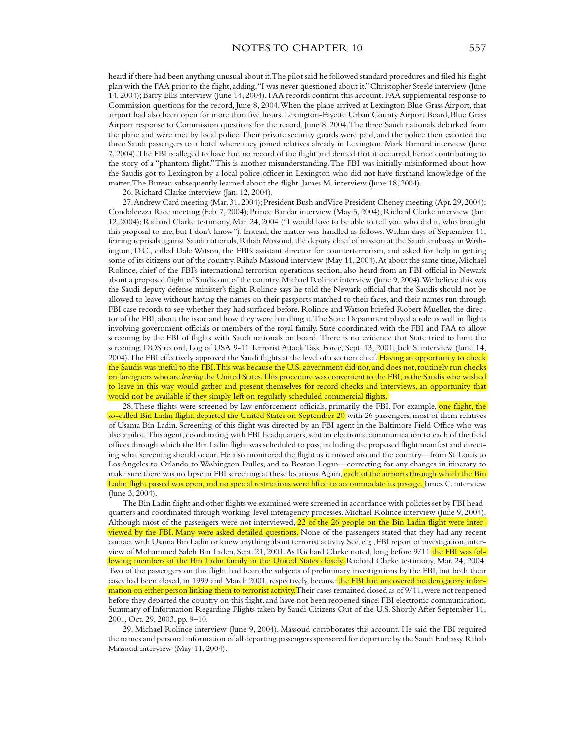heard if there had been anything unusual about it. The pilot said he followed standard procedures and filed his flight plan with the FAA prior to the flight, adding, "I was never questioned about it." Christopher Steele interview (June 14, 2004); Barry Ellis interview (June 14, 2004). FAA records confirm this account. FAA supplemental response to Commission questions for the record, June 8, 2004. When the plane arrived at Lexington Blue Grass Airport, that airport had also been open for more than five hours. Lexington-Fayette Urban County Airport Board, Blue Grass Airport response to Commission questions for the record, June 8, 2004. The three Saudi nationals debarked from the plane and were met by local police. Their private security guards were paid, and the police then escorted the three Saudi passengers to a hotel where they joined relatives already in Lexington. Mark Barnard interview (June 7, 2004). The FBI is alleged to have had no record of the flight and denied that it occurred, hence contributing to the story of a "phantom flight." This is another misunderstanding. The FBI was initially misinformed about how the Saudis got to Lexington by a local police officer in Lexington who did not have firsthand knowledge of the matter. The Bureau subsequently learned about the flight. James M. interview (June 18, 2004).

26. Richard Clarke interview (Jan. 12, 2004).

27. Andrew Card meeting (Mar. 31, 2004); President Bush and Vice President Cheney meeting (Apr. 29, 2004); Condoleezza Rice meeting (Feb. 7, 2004); Prince Bandar interview (May 5, 2004); Richard Clarke interview (Jan. 12, 2004); Richard Clarke testimony, Mar. 24, 2004 ("I would love to be able to tell you who did it, who brought this proposal to me, but I don't know"). Instead, the matter was handled as follows. Within days of September 11, fearing reprisals against Saudi nationals, Rihab Massoud, the deputy chief of mission at the Saudi embassy in Washington, D.C., called Dale Watson, the FBI's assistant director for counterterrorism, and asked for help in getting some of its citizens out of the country. Rihab Massoud interview (May 11, 2004). At about the same time, Michael Rolince, chief of the FBI's international terrorism operations section, also heard from an FBI official in Newark about a proposed flight of Saudis out of the country. Michael Rolince interview (June 9, 2004). We believe this was the Saudi deputy defense minister's flight. Rolince says he told the Newark official that the Saudis should not be allowed to leave without having the names on their passports matched to their faces, and their names run through FBI case records to see whether they had surfaced before. Rolince and Watson briefed Robert Mueller, the director of the FBI, about the issue and how they were handling it. The State Department played a role as well in flights involving government officials or members of the royal family. State coordinated with the FBI and FAA to allow screening by the FBI of flights with Saudi nationals on board. There is no evidence that State tried to limit the screening. DOS record, Log of USA 9-11 Terrorist Attack Task Force, Sept. 13, 2001; Jack S. interview (June 14, 2004). The FBI effectively approved the Saudi flights at the level of a section chief. Having an opportunity to check the Saudis was useful to the FBI. This was because the U.S. government did not, and does not, routinely run checks on foreigners who are *leaving* the United States. This procedure was convenient to the FBI, as the Saudis who wished to leave in this way would gather and present themselves for record checks and interviews, an opportunity that would not be available if they simply left on regularly scheduled commercial flights.

28. These flights were screened by law enforcement officials, primarily the FBI. For example, one flight, the so-called Bin Ladin flight, departed the United States on September 20 with 26 passengers, most of them relatives of Usama Bin Ladin. Screening of this flight was directed by an FBI agent in the Baltimore Field Office who was also a pilot. This agent, coordinating with FBI headquarters, sent an electronic communication to each of the field offices through which the Bin Ladin flight was scheduled to pass, including the proposed flight manifest and directing what screening should occur. He also monitored the flight as it moved around the country—from St. Louis to Los Angeles to Orlando to Washington Dulles, and to Boston Logan—correcting for any changes in itinerary to make sure there was no lapse in FBI screening at these locations. Again, each of the airports through which the Bin Ladin flight passed was open, and no special restrictions were lifted to accommodate its passage. James C. interview (June 3, 2004).

The Bin Ladin flight and other flights we examined were screened in accordance with policies set by FBI headquarters and coordinated through working-level interagency processes. Michael Rolince interview (June 9, 2004). Although most of the passengers were not interviewed, 22 of the 26 people on the Bin Ladin flight were interviewed by the FBI. Many were asked detailed questions. None of the passengers stated that they had any recent contact with Usama Bin Ladin or knew anything about terrorist activity. See, e.g., FBI report of investigation, interview of Mohammed Saleh Bin Laden, Sept. 21, 2001. As Richard Clarke noted, long before 9/11 the FBI was following members of the Bin Ladin family in the United States closely. Richard Clarke testimony, Mar. 24, 2004. Two of the passengers on this flight had been the subjects of preliminary investigations by the FBI, but both their cases had been closed, in 1999 and March 2001, respectively, because the FBI had uncovered no derogatory information on either person linking them to terrorist activity. Their cases remained closed as of 9/11, were not reopened before they departed the country on this flight, and have not been reopened since. FBI electronic communication, Summary of Information Regarding Flights taken by Saudi Citizens Out of the U.S. Shortly After September 11, 2001, Oct. 29, 2003, pp. 9–10.

29. Michael Rolince interview (June 9, 2004). Massoud corroborates this account. He said the FBI required the names and personal information of all departing passengers sponsored for departure by the Saudi Embassy. Rihab Massoud interview (May 11, 2004).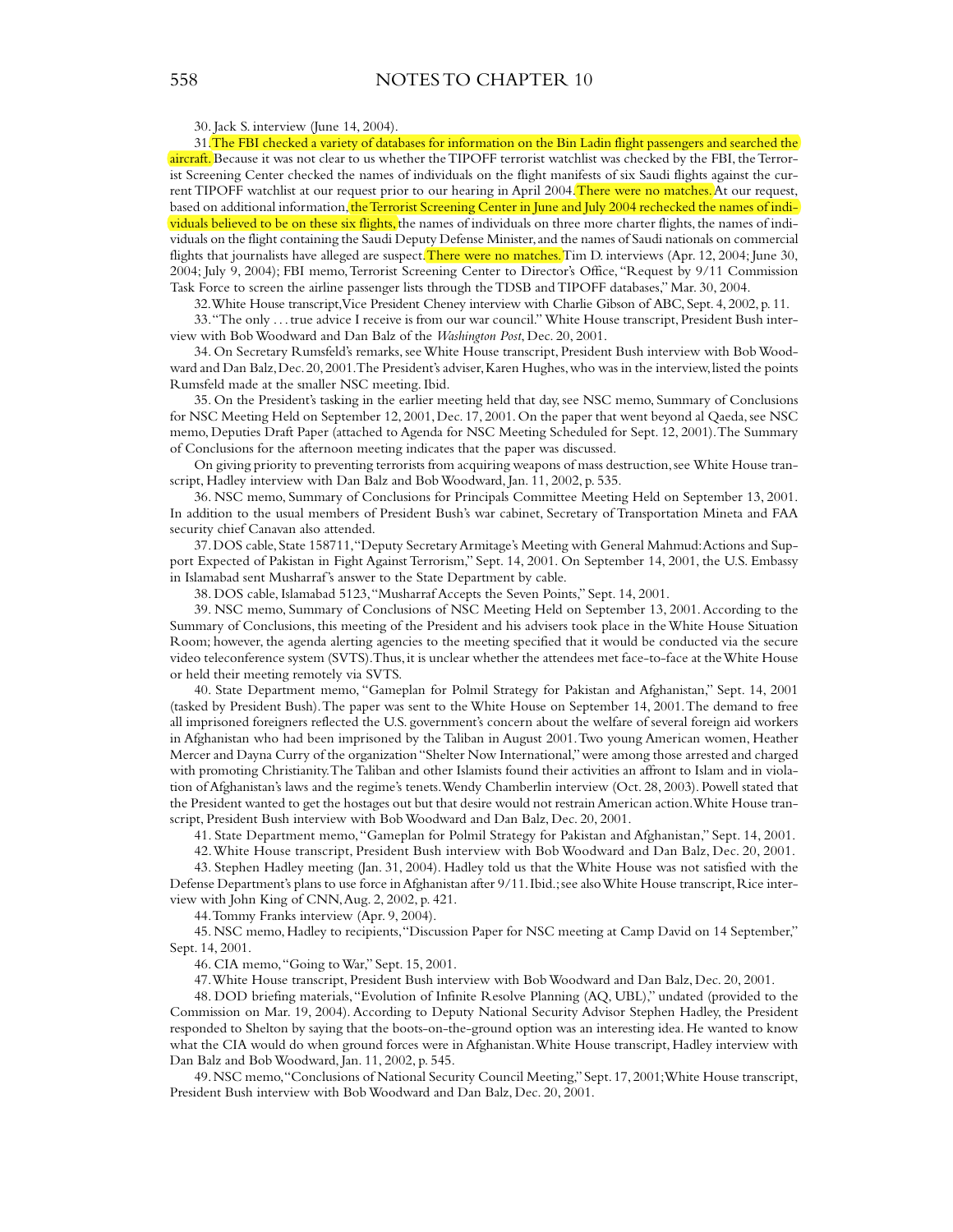30. Jack S. interview (June 14, 2004).

31. The FBI checked a variety of databases for information on the Bin Ladin flight passengers and searched the aircraft. Because it was not clear to us whether the TIPOFF terrorist watchlist was checked by the FBI, the Terrorist Screening Center checked the names of individuals on the flight manifests of six Saudi flights against the current TIPOFF watchlist at our request prior to our hearing in April 2004. There were no matches. At our request, based on additional information, the Terrorist Screening Center in June and July 2004 rechecked the names of individuals believed to be on these six flights, the names of individuals on three more charter flights, the names of individuals on the flight containing the Saudi Deputy Defense Minister, and the names of Saudi nationals on commercial flights that journalists have alleged are suspect. There were no matches. Tim D. interviews (Apr. 12, 2004; June 30, 2004; July 9, 2004); FBI memo, Terrorist Screening Center to Director's Office, "Request by 9/11 Commission Task Force to screen the airline passenger lists through the TDSB and TIPOFF databases," Mar. 30, 2004.

32. White House transcript, Vice President Cheney interview with Charlie Gibson of ABC, Sept. 4, 2002, p. 11.

33. "The only . . . true advice I receive is from our war council." White House transcript, President Bush interview with Bob Woodward and Dan Balz of the *Washington Post*, Dec. 20, 2001.

34. On Secretary Rumsfeld's remarks, see White House transcript, President Bush interview with Bob Woodward and Dan Balz, Dec. 20, 2001. The President's adviser, Karen Hughes, who was in the interview, listed the points Rumsfeld made at the smaller NSC meeting. Ibid.

35. On the President's tasking in the earlier meeting held that day, see NSC memo, Summary of Conclusions for NSC Meeting Held on September 12, 2001, Dec. 17, 2001. On the paper that went beyond al Qaeda, see NSC memo, Deputies Draft Paper (attached to Agenda for NSC Meeting Scheduled for Sept. 12, 2001). The Summary of Conclusions for the afternoon meeting indicates that the paper was discussed.

On giving priority to preventing terrorists from acquiring weapons of mass destruction, see White House transcript, Hadley interview with Dan Balz and Bob Woodward, Jan. 11, 2002, p. 535.

36. NSC memo, Summary of Conclusions for Principals Committee Meeting Held on September 13, 2001. In addition to the usual members of President Bush's war cabinet, Secretary of Transportation Mineta and FAA security chief Canavan also attended.

37. DOS cable, State 158711, "Deputy Secretary Armitage's Meeting with General Mahmud: Actions and Support Expected of Pakistan in Fight Against Terrorism," Sept. 14, 2001. On September 14, 2001, the U.S. Embassy in Islamabad sent Musharraf's answer to the State Department by cable.

38. DOS cable, Islamabad 5123, "Musharraf Accepts the Seven Points," Sept. 14, 2001.

39. NSC memo, Summary of Conclusions of NSC Meeting Held on September 13, 2001. According to the Summary of Conclusions, this meeting of the President and his advisers took place in the White House Situation Room; however, the agenda alerting agencies to the meeting specified that it would be conducted via the secure video teleconference system (SVTS). Thus, it is unclear whether the attendees met face-to-face at the White House or held their meeting remotely via SVTS.

40. State Department memo, "Gameplan for Polmil Strategy for Pakistan and Afghanistan," Sept. 14, 2001 (tasked by President Bush). The paper was sent to the White House on September 14, 2001. The demand to free all imprisoned foreigners reflected the U.S. government's concern about the welfare of several foreign aid workers in Afghanistan who had been imprisoned by the Taliban in August 2001. Two young American women, Heather Mercer and Dayna Curry of the organization "Shelter Now International," were among those arrested and charged with promoting Christianity. The Taliban and other Islamists found their activities an affront to Islam and in violation of Afghanistan's laws and the regime's tenets. Wendy Chamberlin interview (Oct. 28, 2003). Powell stated that the President wanted to get the hostages out but that desire would not restrain American action. White House transcript, President Bush interview with Bob Woodward and Dan Balz, Dec. 20, 2001.

41. State Department memo, "Gameplan for Polmil Strategy for Pakistan and Afghanistan," Sept. 14, 2001.

42. White House transcript, President Bush interview with Bob Woodward and Dan Balz, Dec. 20, 2001.

43. Stephen Hadley meeting (Jan. 31, 2004). Hadley told us that the White House was not satisfied with the Defense Department's plans to use force in Afghanistan after 9/11. Ibid.; see also White House transcript, Rice interview with John King of CNN, Aug. 2, 2002, p. 421.

44. Tommy Franks interview (Apr. 9, 2004).

45. NSC memo, Hadley to recipients, "Discussion Paper for NSC meeting at Camp David on 14 September," Sept. 14, 2001.

46. CIA memo, "Going to War," Sept. 15, 2001.

47. White House transcript, President Bush interview with Bob Woodward and Dan Balz, Dec. 20, 2001.

48. DOD briefing materials, "Evolution of Infinite Resolve Planning (AQ, UBL)," undated (provided to the Commission on Mar. 19, 2004). According to Deputy National Security Advisor Stephen Hadley, the President responded to Shelton by saying that the boots-on-the-ground option was an interesting idea. He wanted to know what the CIA would do when ground forces were in Afghanistan. White House transcript, Hadley interview with Dan Balz and Bob Woodward, Jan. 11, 2002, p. 545.

49. NSC memo, "Conclusions of National Security Council Meeting," Sept. 17, 2001; White House transcript, President Bush interview with Bob Woodward and Dan Balz, Dec. 20, 2001.